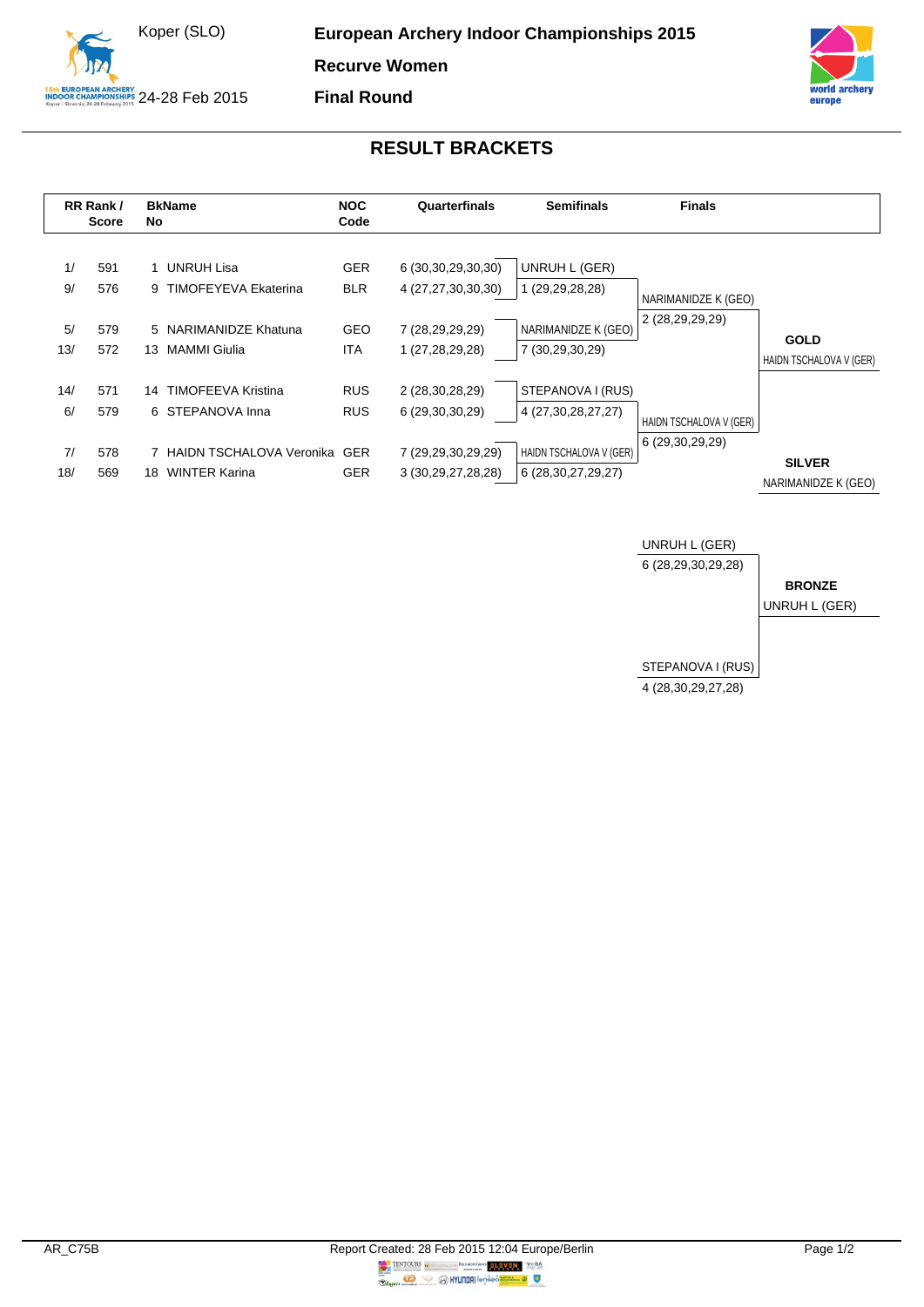Koper (SLO)

24-28 Feb 2015

# European Archery Indoor Championships 2015

## Recurve Women

## Final Round

## RESULT BRACKETS

| RR Rank / Score | | BkName No | | NOC Code | Quarterfinals | Semifinals | Finals | |
|---|---|---|---|---|---|---|---|---|
| 1/ | 591 | 1 | UNRUH Lisa | GER | 6 (30,30,29,30,30) | UNRUH L (GER) | | |
| 9/ | 576 | 9 | TIMOFEYEVA Ekaterina | BLR | 4 (27,27,30,30,30) | 1 (29,29,28,28) | NARIMANIDZE K (GEO) | |
| | | | | | | | 2 (28,29,29,29) | |
| 5/ | 579 | 5 | NARIMANIDZE Khatuna | GEO | 7 (28,29,29,29) | NARIMANIDZE K (GEO) | | **GOLD** |
| 13/ | 572 | 13 | MAMMI Giulia | ITA | 1 (27,28,29,28) | 7 (30,29,30,29) | | HAIDN TSCHALOVA V (GER) |
| 14/ | 571 | 14 | TIMOFEEVA Kristina | RUS | 2 (28,30,28,29) | STEPANOVA I (RUS) | | |
| 6/ | 579 | 6 | STEPANOVA Inna | RUS | 6 (29,30,30,29) | 4 (27,30,28,27,27) | HAIDN TSCHALOVA V (GER) | |
| | | | | | | | 6 (29,30,29,29) | |
| 7/ | 578 | 7 | HAIDN TSCHALOVA Veronika | GER | 7 (29,29,30,29,29) | HAIDN TSCHALOVA V (GER) | | **SILVER** |
| 18/ | 569 | 18 | WINTER Karina | GER | 3 (30,29,27,28,28) | 6 (28,30,27,29,27) | | NARIMANIDZE K (GEO) |

| Bronze Match | |
|---|---|
| UNRUH L (GER) | |
| 6 (28,29,30,29,28) | |
| | **BRONZE** |
| | UNRUH L (GER) |
| STEPANOVA I (RUS) | |
| 4 (28,30,29,27,28) | |

AR_C75B

Report Created: 28 Feb 2015 12:04 Europe/Berlin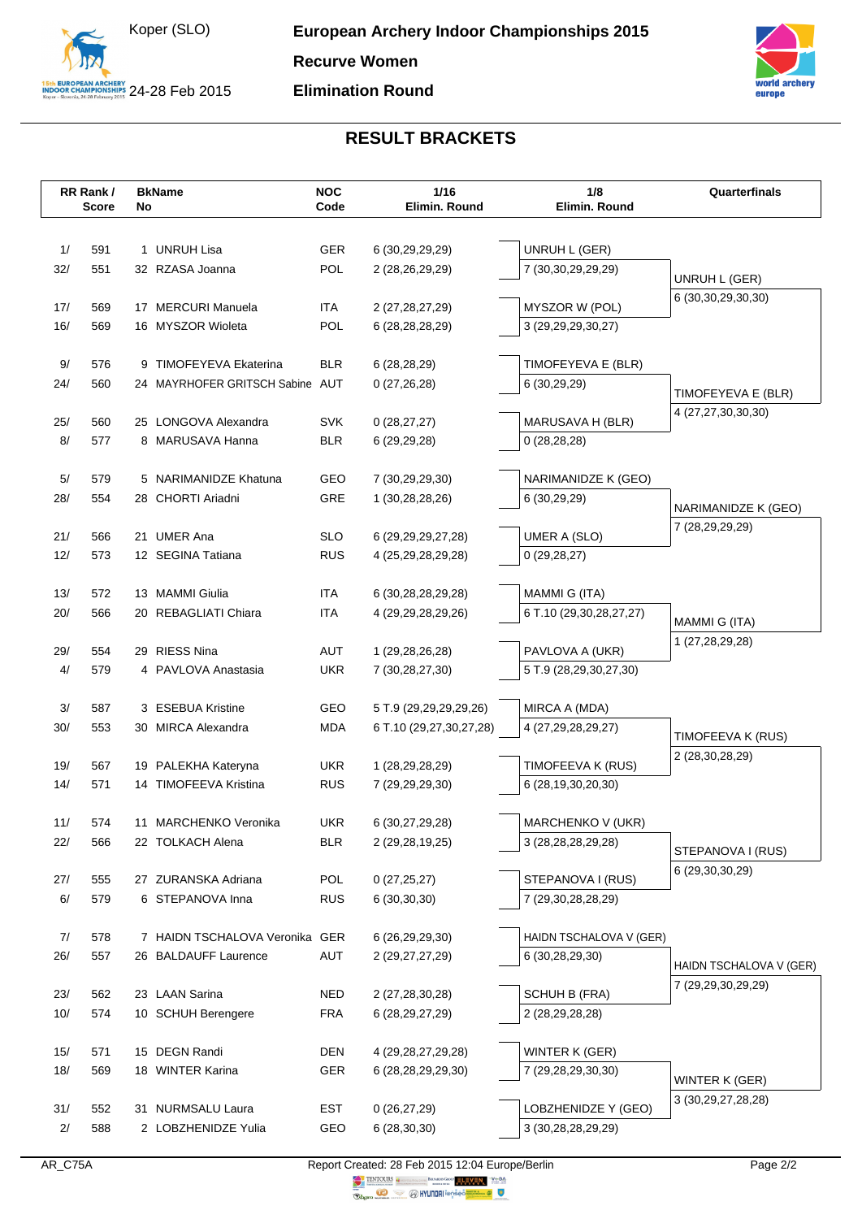# European Archery Indoor Championships 2015

Koper (SLO)

24-28 Feb 2015

**Recurve Women**

**Elimination Round**

## RESULT BRACKETS

| RR Rank / Score | | BkName No | | NOC Code | 1/16 Elimin. Round | 1/8 Elimin. Round | Quarterfinals |
|---|---|---|---|---|---|---|---|
| 1/ | 591 | 1 | UNRUH Lisa | GER | 6 (30,29,29,29) | UNRUH L (GER) | |
| 32/ | 551 | 32 | RZASA Joanna | POL | 2 (28,26,29,29) | 7 (30,30,29,29,29) | UNRUH L (GER) |
| | | | | | | | 6 (30,30,29,30,30) |
| 17/ | 569 | 17 | MERCURI Manuela | ITA | 2 (27,28,27,29) | MYSZOR W (POL) | |
| 16/ | 569 | 16 | MYSZOR Wioleta | POL | 6 (28,28,28,29) | 3 (29,29,29,30,27) | |
| 9/ | 576 | 9 | TIMOFEYEVA Ekaterina | BLR | 6 (28,28,29) | TIMOFEYEVA E (BLR) | |
| 24/ | 560 | 24 | MAYRHOFER GRITSCH Sabine | AUT | 0 (27,26,28) | 6 (30,29,29) | TIMOFEYEVA E (BLR) |
| | | | | | | | 4 (27,27,30,30,30) |
| 25/ | 560 | 25 | LONGOVA Alexandra | SVK | 0 (28,27,27) | MARUSAVA H (BLR) | |
| 8/ | 577 | 8 | MARUSAVA Hanna | BLR | 6 (29,29,28) | 0 (28,28,28) | |
| 5/ | 579 | 5 | NARIMANIDZE Khatuna | GEO | 7 (30,29,29,30) | NARIMANIDZE K (GEO) | |
| 28/ | 554 | 28 | CHORTI Ariadni | GRE | 1 (30,28,28,26) | 6 (30,29,29) | NARIMANIDZE K (GEO) |
| | | | | | | | 7 (28,29,29,29) |
| 21/ | 566 | 21 | UMER Ana | SLO | 6 (29,29,29,27,28) | UMER A (SLO) | |
| 12/ | 573 | 12 | SEGINA Tatiana | RUS | 4 (25,29,28,29,28) | 0 (29,28,27) | |
| 13/ | 572 | 13 | MAMMI Giulia | ITA | 6 (30,28,28,29,28) | MAMMI G (ITA) | |
| 20/ | 566 | 20 | REBAGLIATI Chiara | ITA | 4 (29,29,28,29,26) | 6 T.10 (29,30,28,27,27) | MAMMI G (ITA) |
| | | | | | | | 1 (27,28,29,28) |
| 29/ | 554 | 29 | RIESS Nina | AUT | 1 (29,28,26,28) | PAVLOVA A (UKR) | |
| 4/ | 579 | 4 | PAVLOVA Anastasia | UKR | 7 (30,28,27,30) | 5 T.9 (28,29,30,27,30) | |
| 3/ | 587 | 3 | ESEBUA Kristine | GEO | 5 T.9 (29,29,29,29,26) | MIRCA A (MDA) | |
| 30/ | 553 | 30 | MIRCA Alexandra | MDA | 6 T.10 (29,27,30,27,28) | 4 (27,29,28,29,27) | TIMOFEEVA K (RUS) |
| | | | | | | | 2 (28,30,28,29) |
| 19/ | 567 | 19 | PALEKHA Kateryna | UKR | 1 (28,29,28,29) | TIMOFEEVA K (RUS) | |
| 14/ | 571 | 14 | TIMOFEEVA Kristina | RUS | 7 (29,29,29,30) | 6 (28,19,30,20,30) | |
| 11/ | 574 | 11 | MARCHENKO Veronika | UKR | 6 (30,27,29,28) | MARCHENKO V (UKR) | |
| 22/ | 566 | 22 | TOLKACH Alena | BLR | 2 (29,28,19,25) | 3 (28,28,28,29,28) | STEPANOVA I (RUS) |
| | | | | | | | 6 (29,30,30,29) |
| 27/ | 555 | 27 | ZURANSKA Adriana | POL | 0 (27,25,27) | STEPANOVA I (RUS) | |
| 6/ | 579 | 6 | STEPANOVA Inna | RUS | 6 (30,30,30) | 7 (29,30,28,28,29) | |
| 7/ | 578 | 7 | HAIDN TSCHALOVA Veronika | GER | 6 (26,29,29,30) | HAIDN TSCHALOVA V (GER) | |
| 26/ | 557 | 26 | BALDAUFF Laurence | AUT | 2 (29,27,27,29) | 6 (30,28,29,30) | HAIDN TSCHALOVA V (GER) |
| | | | | | | | 7 (29,29,30,29,29) |
| 23/ | 562 | 23 | LAAN Sarina | NED | 2 (27,28,30,28) | SCHUH B (FRA) | |
| 10/ | 574 | 10 | SCHUH Berengere | FRA | 6 (28,29,27,29) | 2 (28,29,28,28) | |
| 15/ | 571 | 15 | DEGN Randi | DEN | 4 (29,28,27,29,28) | WINTER K (GER) | |
| 18/ | 569 | 18 | WINTER Karina | GER | 6 (28,28,29,29,30) | 7 (29,28,29,30,30) | WINTER K (GER) |
| | | | | | | | 3 (30,29,27,28,28) |
| 31/ | 552 | 31 | NURMSALU Laura | EST | 0 (26,27,29) | LOBZHENIDZE Y (GEO) | |
| 2/ | 588 | 2 | LOBZHENIDZE Yulia | GEO | 6 (28,30,30) | 3 (30,28,28,29,29) | |

AR_C75A Report Created: 28 Feb 2015 12:04 Europe/Berlin